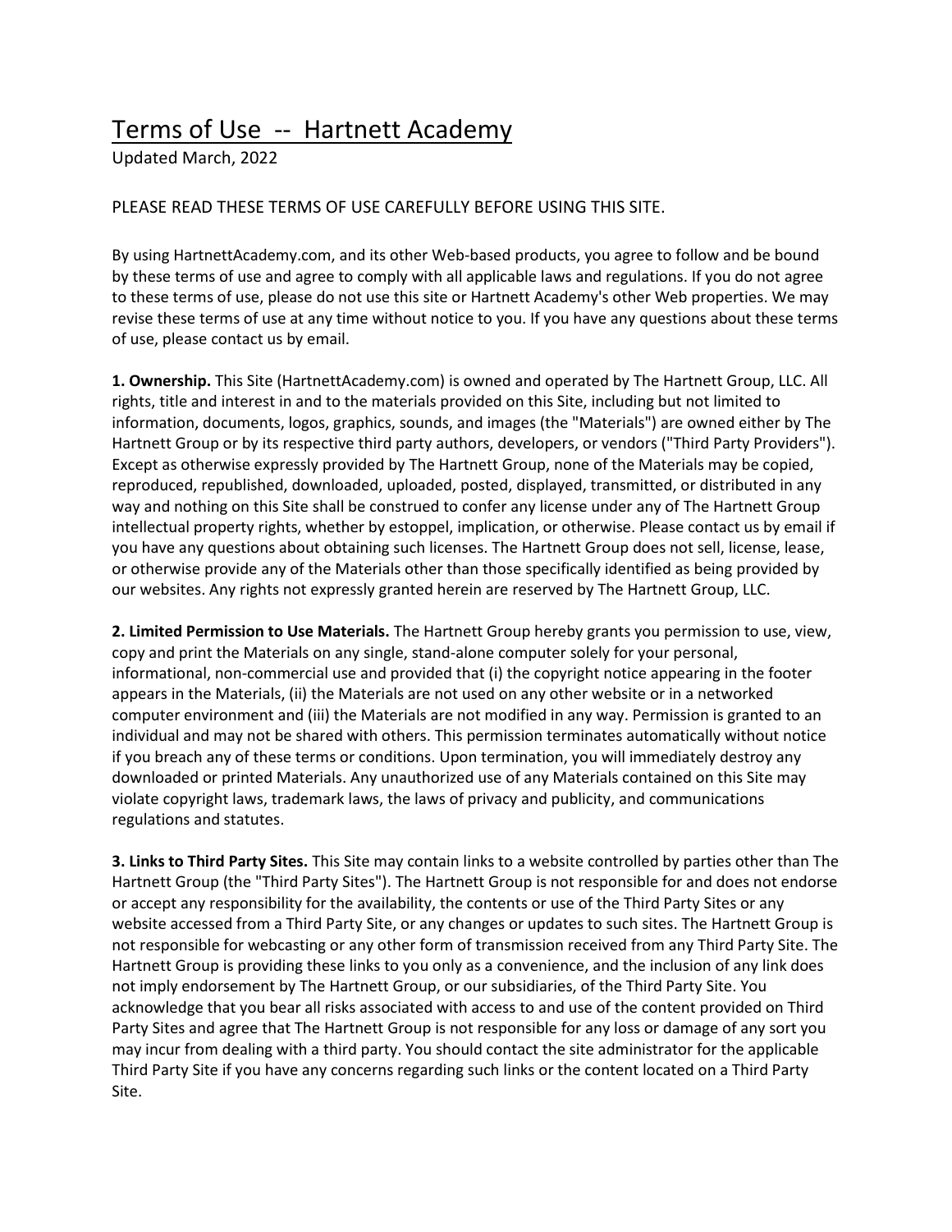# Terms of Use -- Hartnett Academy

Updated March, 2022

PLEASE READ THESE TERMS OF USE CAREFULLY BEFORE USING THIS SITE.

By using HartnettAcademy.com, and its other Web-based products, you agree to follow and be bound by these terms of use and agree to comply with all applicable laws and regulations. If you do not agree to these terms of use, please do not use this site or Hartnett Academy's other Web properties. We may revise these terms of use at any time without notice to you. If you have any questions about these terms of use, please contact us by email.

**1. Ownership.** This Site (HartnettAcademy.com) is owned and operated by The Hartnett Group, LLC. All rights, title and interest in and to the materials provided on this Site, including but not limited to information, documents, logos, graphics, sounds, and images (the "Materials") are owned either by The Hartnett Group or by its respective third party authors, developers, or vendors ("Third Party Providers"). Except as otherwise expressly provided by The Hartnett Group, none of the Materials may be copied, reproduced, republished, downloaded, uploaded, posted, displayed, transmitted, or distributed in any way and nothing on this Site shall be construed to confer any license under any of The Hartnett Group intellectual property rights, whether by estoppel, implication, or otherwise. Please contact us by email if you have any questions about obtaining such licenses. The Hartnett Group does not sell, license, lease, or otherwise provide any of the Materials other than those specifically identified as being provided by our websites. Any rights not expressly granted herein are reserved by The Hartnett Group, LLC.

**2. Limited Permission to Use Materials.** The Hartnett Group hereby grants you permission to use, view, copy and print the Materials on any single, stand-alone computer solely for your personal, informational, non-commercial use and provided that (i) the copyright notice appearing in the footer appears in the Materials, (ii) the Materials are not used on any other website or in a networked computer environment and (iii) the Materials are not modified in any way. Permission is granted to an individual and may not be shared with others. This permission terminates automatically without notice if you breach any of these terms or conditions. Upon termination, you will immediately destroy any downloaded or printed Materials. Any unauthorized use of any Materials contained on this Site may violate copyright laws, trademark laws, the laws of privacy and publicity, and communications regulations and statutes.

**3. Links to Third Party Sites.** This Site may contain links to a website controlled by parties other than The Hartnett Group (the "Third Party Sites"). The Hartnett Group is not responsible for and does not endorse or accept any responsibility for the availability, the contents or use of the Third Party Sites or any website accessed from a Third Party Site, or any changes or updates to such sites. The Hartnett Group is not responsible for webcasting or any other form of transmission received from any Third Party Site. The Hartnett Group is providing these links to you only as a convenience, and the inclusion of any link does not imply endorsement by The Hartnett Group, or our subsidiaries, of the Third Party Site. You acknowledge that you bear all risks associated with access to and use of the content provided on Third Party Sites and agree that The Hartnett Group is not responsible for any loss or damage of any sort you may incur from dealing with a third party. You should contact the site administrator for the applicable Third Party Site if you have any concerns regarding such links or the content located on a Third Party Site.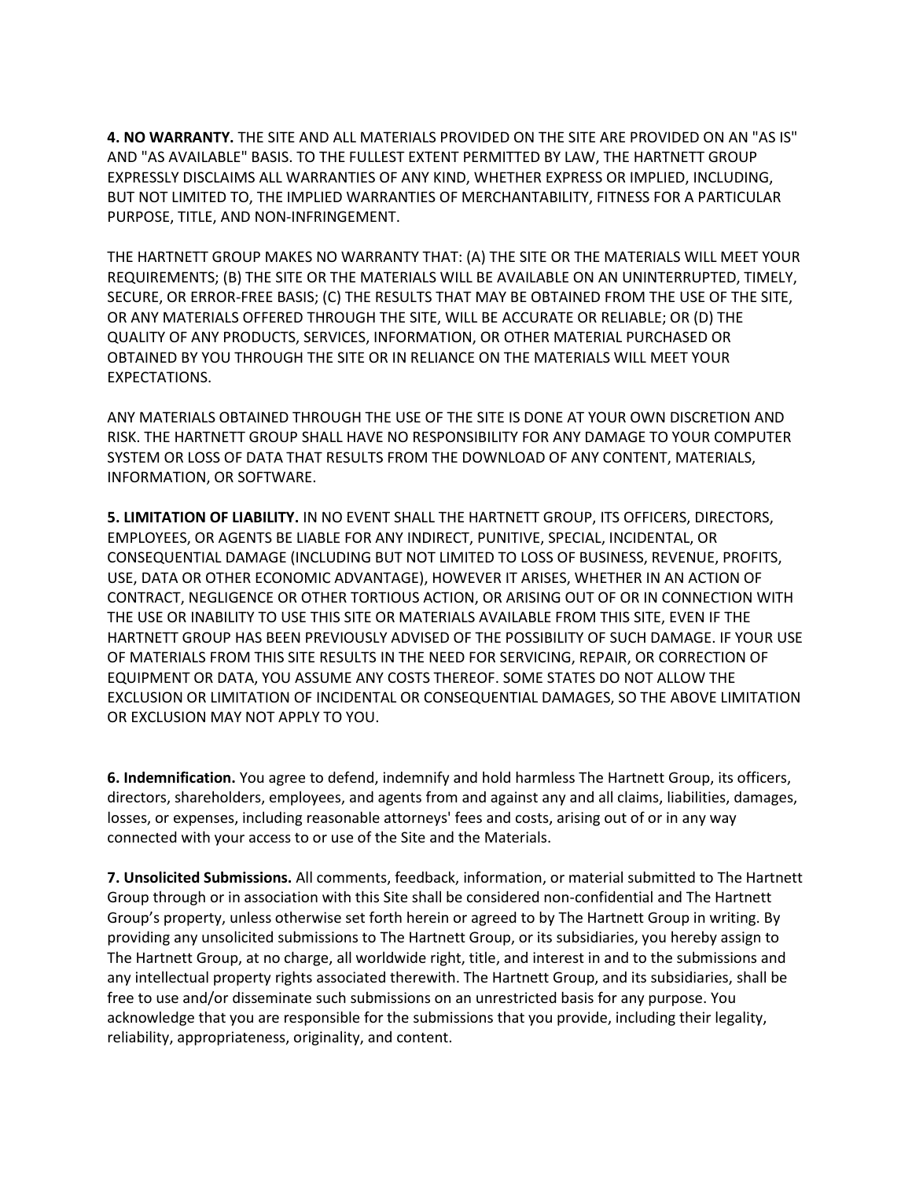**4. NO WARRANTY.** THE SITE AND ALL MATERIALS PROVIDED ON THE SITE ARE PROVIDED ON AN "AS IS" AND "AS AVAILABLE" BASIS. TO THE FULLEST EXTENT PERMITTED BY LAW, THE HARTNETT GROUP EXPRESSLY DISCLAIMS ALL WARRANTIES OF ANY KIND, WHETHER EXPRESS OR IMPLIED, INCLUDING, BUT NOT LIMITED TO, THE IMPLIED WARRANTIES OF MERCHANTABILITY, FITNESS FOR A PARTICULAR PURPOSE, TITLE, AND NON-INFRINGEMENT.

THE HARTNETT GROUP MAKES NO WARRANTY THAT: (A) THE SITE OR THE MATERIALS WILL MEET YOUR REQUIREMENTS; (B) THE SITE OR THE MATERIALS WILL BE AVAILABLE ON AN UNINTERRUPTED, TIMELY, SECURE, OR ERROR-FREE BASIS; (C) THE RESULTS THAT MAY BE OBTAINED FROM THE USE OF THE SITE, OR ANY MATERIALS OFFERED THROUGH THE SITE, WILL BE ACCURATE OR RELIABLE; OR (D) THE QUALITY OF ANY PRODUCTS, SERVICES, INFORMATION, OR OTHER MATERIAL PURCHASED OR OBTAINED BY YOU THROUGH THE SITE OR IN RELIANCE ON THE MATERIALS WILL MEET YOUR EXPECTATIONS.

ANY MATERIALS OBTAINED THROUGH THE USE OF THE SITE IS DONE AT YOUR OWN DISCRETION AND RISK. THE HARTNETT GROUP SHALL HAVE NO RESPONSIBILITY FOR ANY DAMAGE TO YOUR COMPUTER SYSTEM OR LOSS OF DATA THAT RESULTS FROM THE DOWNLOAD OF ANY CONTENT, MATERIALS, INFORMATION, OR SOFTWARE.

**5. LIMITATION OF LIABILITY.** IN NO EVENT SHALL THE HARTNETT GROUP, ITS OFFICERS, DIRECTORS, EMPLOYEES, OR AGENTS BE LIABLE FOR ANY INDIRECT, PUNITIVE, SPECIAL, INCIDENTAL, OR CONSEQUENTIAL DAMAGE (INCLUDING BUT NOT LIMITED TO LOSS OF BUSINESS, REVENUE, PROFITS, USE, DATA OR OTHER ECONOMIC ADVANTAGE), HOWEVER IT ARISES, WHETHER IN AN ACTION OF CONTRACT, NEGLIGENCE OR OTHER TORTIOUS ACTION, OR ARISING OUT OF OR IN CONNECTION WITH THE USE OR INABILITY TO USE THIS SITE OR MATERIALS AVAILABLE FROM THIS SITE, EVEN IF THE HARTNETT GROUP HAS BEEN PREVIOUSLY ADVISED OF THE POSSIBILITY OF SUCH DAMAGE. IF YOUR USE OF MATERIALS FROM THIS SITE RESULTS IN THE NEED FOR SERVICING, REPAIR, OR CORRECTION OF EQUIPMENT OR DATA, YOU ASSUME ANY COSTS THEREOF. SOME STATES DO NOT ALLOW THE EXCLUSION OR LIMITATION OF INCIDENTAL OR CONSEQUENTIAL DAMAGES, SO THE ABOVE LIMITATION OR EXCLUSION MAY NOT APPLY TO YOU.

**6. Indemnification.** You agree to defend, indemnify and hold harmless The Hartnett Group, its officers, directors, shareholders, employees, and agents from and against any and all claims, liabilities, damages, losses, or expenses, including reasonable attorneys' fees and costs, arising out of or in any way connected with your access to or use of the Site and the Materials.

**7. Unsolicited Submissions.** All comments, feedback, information, or material submitted to The Hartnett Group through or in association with this Site shall be considered non-confidential and The Hartnett Group's property, unless otherwise set forth herein or agreed to by The Hartnett Group in writing. By providing any unsolicited submissions to The Hartnett Group, or its subsidiaries, you hereby assign to The Hartnett Group, at no charge, all worldwide right, title, and interest in and to the submissions and any intellectual property rights associated therewith. The Hartnett Group, and its subsidiaries, shall be free to use and/or disseminate such submissions on an unrestricted basis for any purpose. You acknowledge that you are responsible for the submissions that you provide, including their legality, reliability, appropriateness, originality, and content.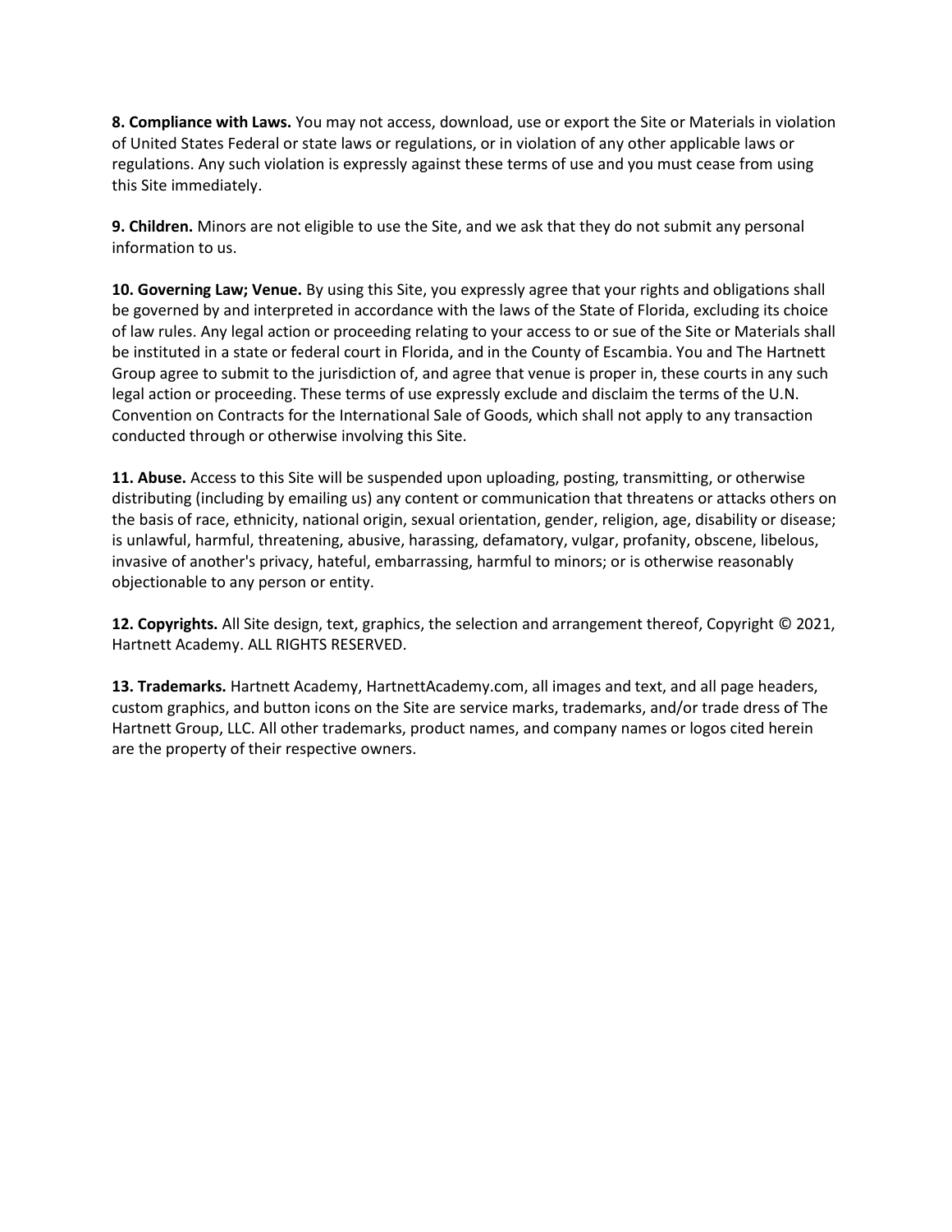**8. Compliance with Laws.** You may not access, download, use or export the Site or Materials in violation of United States Federal or state laws or regulations, or in violation of any other applicable laws or regulations. Any such violation is expressly against these terms of use and you must cease from using this Site immediately.

**9. Children.** Minors are not eligible to use the Site, and we ask that they do not submit any personal information to us.

**10. Governing Law; Venue.** By using this Site, you expressly agree that your rights and obligations shall be governed by and interpreted in accordance with the laws of the State of Florida, excluding its choice of law rules. Any legal action or proceeding relating to your access to or sue of the Site or Materials shall be instituted in a state or federal court in Florida, and in the County of Escambia. You and The Hartnett Group agree to submit to the jurisdiction of, and agree that venue is proper in, these courts in any such legal action or proceeding. These terms of use expressly exclude and disclaim the terms of the U.N. Convention on Contracts for the International Sale of Goods, which shall not apply to any transaction conducted through or otherwise involving this Site.

**11. Abuse.** Access to this Site will be suspended upon uploading, posting, transmitting, or otherwise distributing (including by emailing us) any content or communication that threatens or attacks others on the basis of race, ethnicity, national origin, sexual orientation, gender, religion, age, disability or disease; is unlawful, harmful, threatening, abusive, harassing, defamatory, vulgar, profanity, obscene, libelous, invasive of another's privacy, hateful, embarrassing, harmful to minors; or is otherwise reasonably objectionable to any person or entity.

**12. Copyrights.** All Site design, text, graphics, the selection and arrangement thereof, Copyright © 2021, Hartnett Academy. ALL RIGHTS RESERVED.

**13. Trademarks.** Hartnett Academy, HartnettAcademy.com, all images and text, and all page headers, custom graphics, and button icons on the Site are service marks, trademarks, and/or trade dress of The Hartnett Group, LLC. All other trademarks, product names, and company names or logos cited herein are the property of their respective owners.